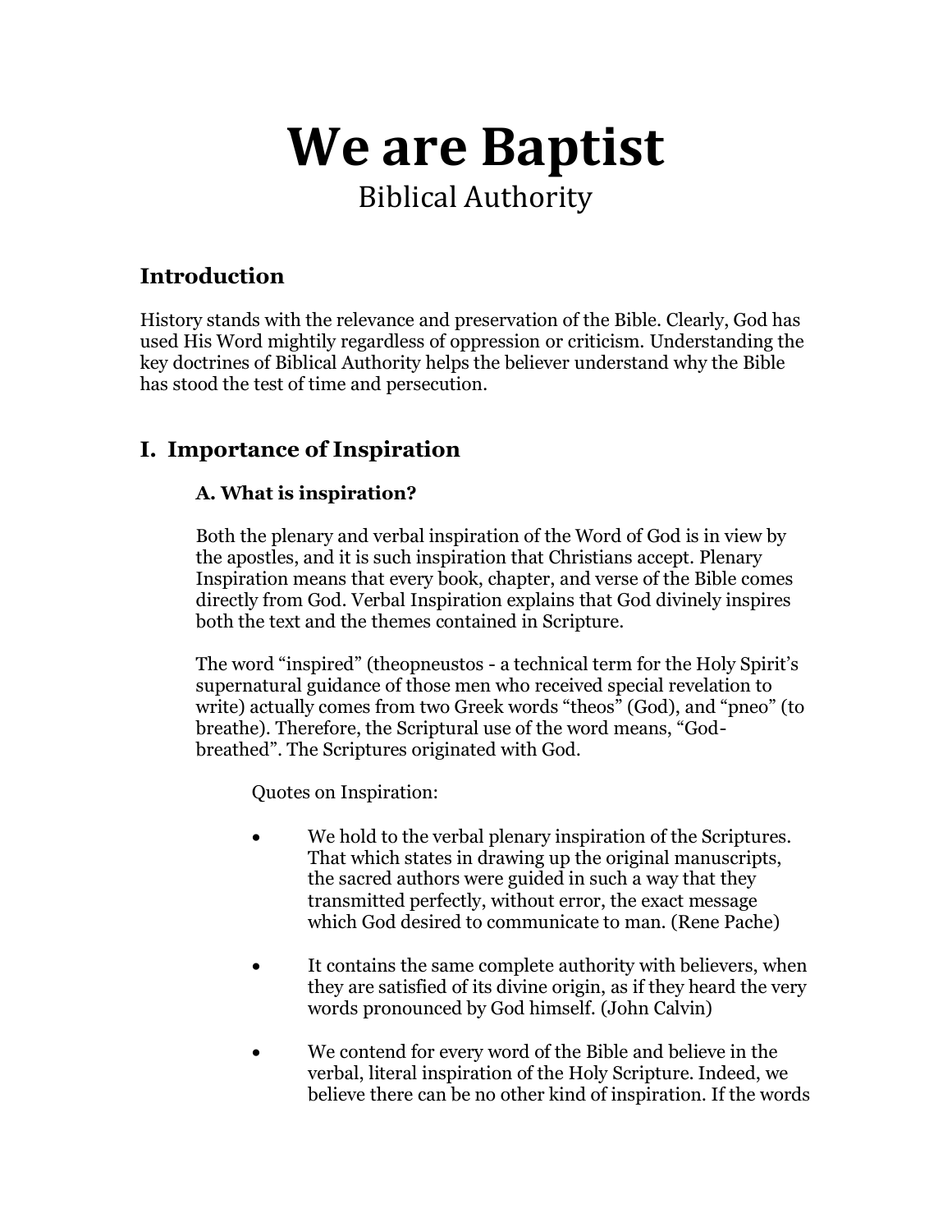# We are Baptist

## Biblical Authority

## Introduction

History stands with the relevance and preservation of the Bible. Clearly, God has used His Word mightily regardless of oppression or criticism. Understanding the key doctrines of Biblical Authority helps the believer understand why the Bible has stood the test of time and persecution.

## I. Importance of Inspiration

### A. What is inspiration?

Both the plenary and verbal inspiration of the Word of God is in view by the apostles, and it is such inspiration that Christians accept. Plenary Inspiration means that every book, chapter, and verse of the Bible comes directly from God. Verbal Inspiration explains that God divinely inspires both the text and the themes contained in Scripture.

The word "inspired" (theopneustos - a technical term for the Holy Spirit's supernatural guidance of those men who received special revelation to write) actually comes from two Greek words "theos" (God), and "pneo" (to breathe). Therefore, the Scriptural use of the word means, "God-breathed". The Scriptures originated with God.

Quotes on Inspiration:

- We hold to the verbal plenary inspiration of the Scriptures. That which states in drawing up the original manuscripts, the sacred authors were guided in such a way that they transmitted perfectly, without error, the exact message which God desired to communicate to man. (Rene Pache)
- It contains the same complete authority with believers, when they are satisfied of its divine origin, as if they heard the very words pronounced by God himself. (John Calvin)
- We contend for every word of the Bible and believe in the verbal, literal inspiration of the Holy Scripture. Indeed, we believe there can be no other kind of inspiration. If the words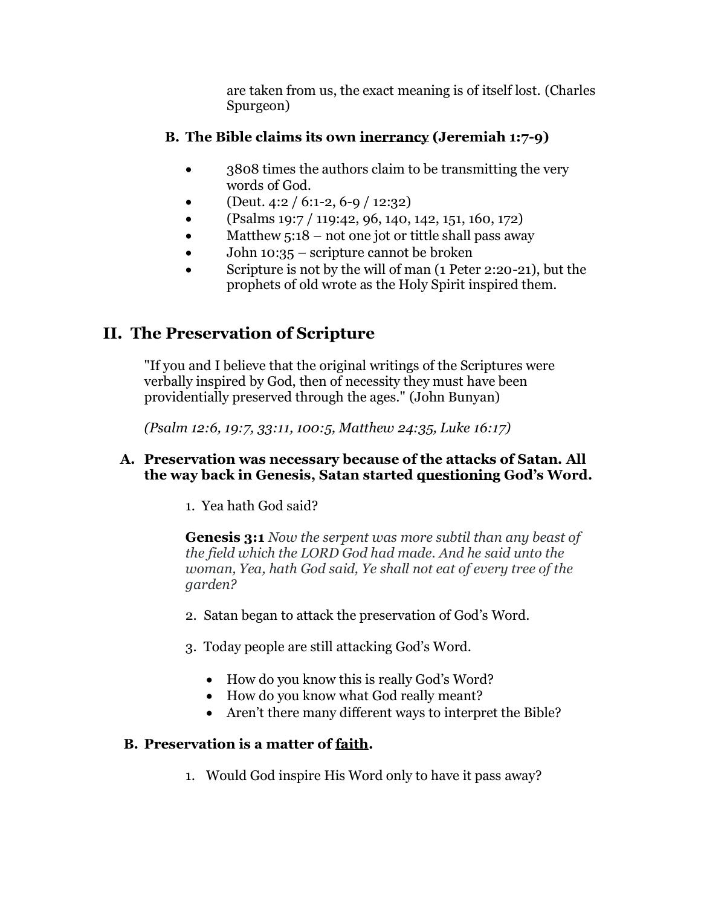are taken from us, the exact meaning is of itself lost. (Charles Spurgeon)

### B. The Bible claims its own inerrancy (Jeremiah 1:7-9)

- 3808 times the authors claim to be transmitting the very words of God.
- (Deut. 4:2 / 6:1-2, 6-9 / 12:32)
- (Psalms 19:7 / 119:42, 96, 140, 142, 151, 160, 172)
- Matthew 5:18 – not one jot or tittle shall pass away
- John 10:35 – scripture cannot be broken
- Scripture is not by the will of man (1 Peter 2:20-21), but the prophets of old wrote as the Holy Spirit inspired them.

## II. The Preservation of Scripture

"If you and I believe that the original writings of the Scriptures were verbally inspired by God, then of necessity they must have been providentially preserved through the ages." (John Bunyan)

*(Psalm 12:6, 19:7, 33:11, 100:5, Matthew 24:35, Luke 16:17)*

### A. Preservation was necessary because of the attacks of Satan. All the way back in Genesis, Satan started questioning God's Word.

1. Yea hath God said?

   **Genesis 3:1** *Now the serpent was more subtil than any beast of the field which the LORD God had made. And he said unto the woman, Yea, hath God said, Ye shall not eat of every tree of the garden?*

2. Satan began to attack the preservation of God's Word.

3. Today people are still attacking God's Word.

   - How do you know this is really God's Word?
   - How do you know what God really meant?
   - Aren't there many different ways to interpret the Bible?

### B. Preservation is a matter of faith.

1. Would God inspire His Word only to have it pass away?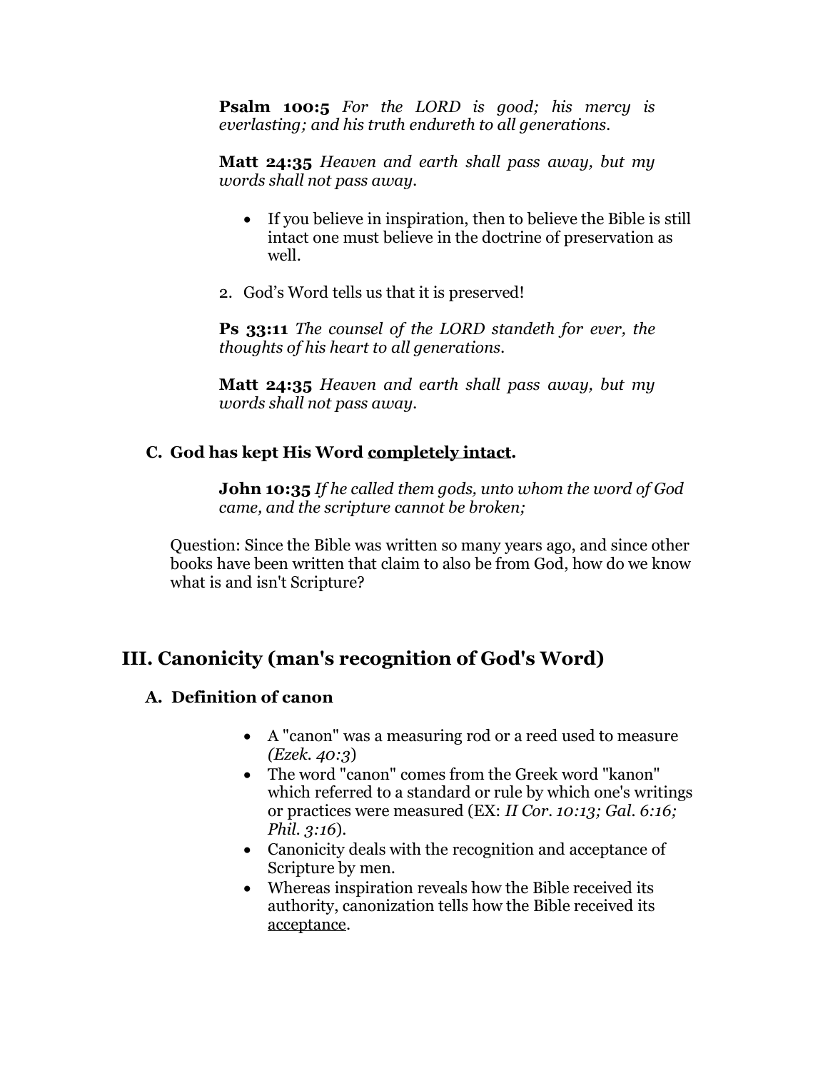**Psalm 100:5** *For the LORD is good; his mercy is everlasting; and his truth endureth to all generations.*

**Matt 24:35** *Heaven and earth shall pass away, but my words shall not pass away.*

- If you believe in inspiration, then to believe the Bible is still intact one must believe in the doctrine of preservation as well.

2. God's Word tells us that it is preserved!

**Ps 33:11** *The counsel of the LORD standeth for ever, the thoughts of his heart to all generations.*

**Matt 24:35** *Heaven and earth shall pass away, but my words shall not pass away.*

### C. God has kept His Word <u>completely intact</u>.

**John 10:35** *If he called them gods, unto whom the word of God came, and the scripture cannot be broken;*

Question: Since the Bible was written so many years ago, and since other books have been written that claim to also be from God, how do we know what is and isn't Scripture?

## III. Canonicity (man's recognition of God's Word)

### A. Definition of canon

- A "canon" was a measuring rod or a reed used to measure *(Ezek. 40:3)*
- The word "canon" comes from the Greek word "kanon" which referred to a standard or rule by which one's writings or practices were measured (EX: *II Cor. 10:13; Gal. 6:16; Phil. 3:16*).
- Canonicity deals with the recognition and acceptance of Scripture by men.
- Whereas inspiration reveals how the Bible received its authority, canonization tells how the Bible received its <u>acceptance</u>.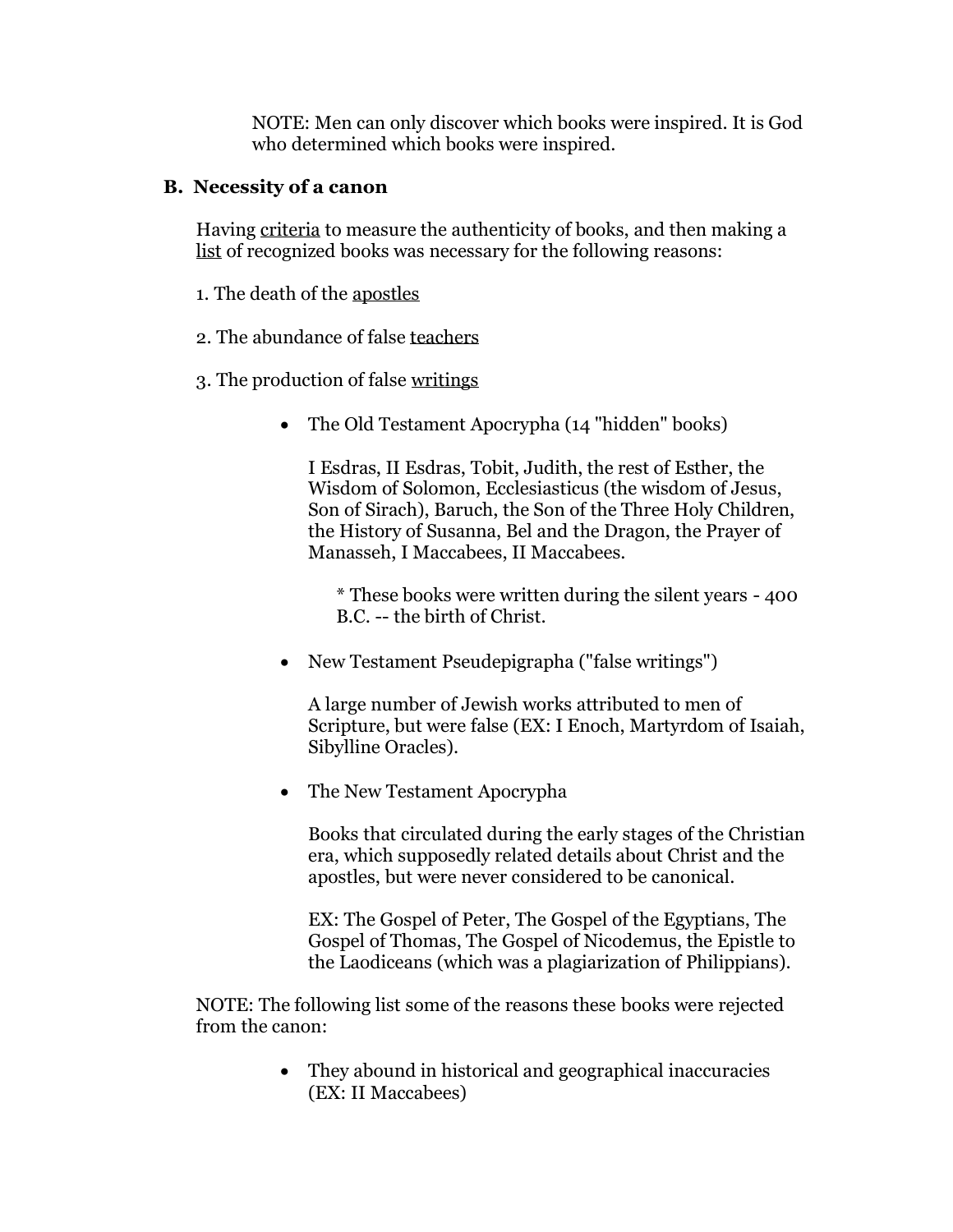NOTE: Men can only discover which books were inspired. It is God who determined which books were inspired.

### B. Necessity of a canon

Having criteria to measure the authenticity of books, and then making a list of recognized books was necessary for the following reasons:

1. The death of the apostles

2. The abundance of false teachers

3. The production of false writings

- The Old Testament Apocrypha (14 "hidden" books)

  I Esdras, II Esdras, Tobit, Judith, the rest of Esther, the Wisdom of Solomon, Ecclesiasticus (the wisdom of Jesus, Son of Sirach), Baruch, the Son of the Three Holy Children, the History of Susanna, Bel and the Dragon, the Prayer of Manasseh, I Maccabees, II Maccabees.

  > * These books were written during the silent years - 400 B.C. -- the birth of Christ.

- New Testament Pseudepigrapha ("false writings")

  A large number of Jewish works attributed to men of Scripture, but were false (EX: I Enoch, Martyrdom of Isaiah, Sibylline Oracles).

- The New Testament Apocrypha

  Books that circulated during the early stages of the Christian era, which supposedly related details about Christ and the apostles, but were never considered to be canonical.

  EX: The Gospel of Peter, The Gospel of the Egyptians, The Gospel of Thomas, The Gospel of Nicodemus, the Epistle to the Laodiceans (which was a plagiarization of Philippians).

NOTE: The following list some of the reasons these books were rejected from the canon:

- They abound in historical and geographical inaccuracies (EX: II Maccabees)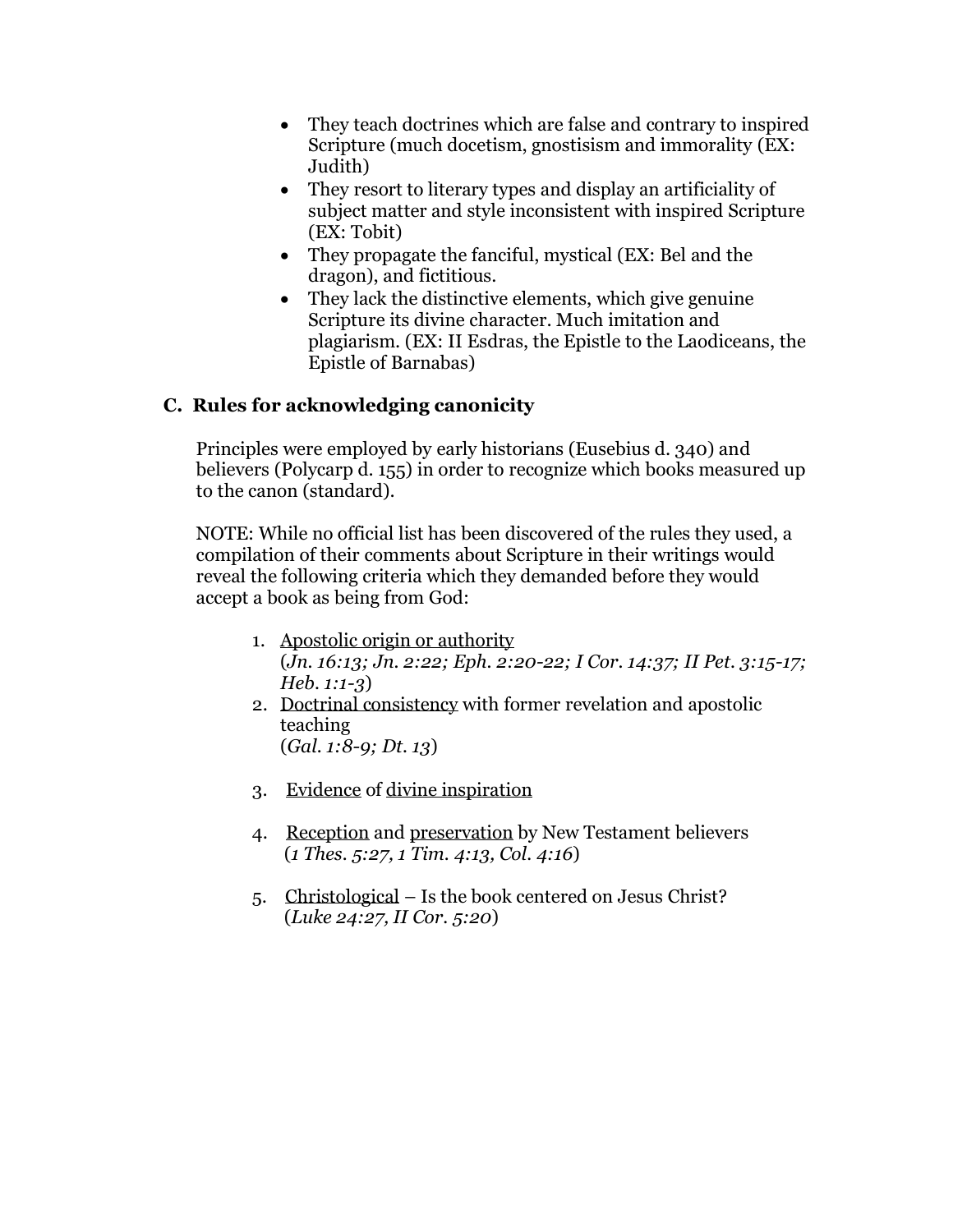- They teach doctrines which are false and contrary to inspired Scripture (much docetism, gnostisism and immorality (EX: Judith)
- They resort to literary types and display an artificiality of subject matter and style inconsistent with inspired Scripture (EX: Tobit)
- They propagate the fanciful, mystical (EX: Bel and the dragon), and fictitious.
- They lack the distinctive elements, which give genuine Scripture its divine character. Much imitation and plagiarism. (EX: II Esdras, the Epistle to the Laodiceans, the Epistle of Barnabas)

## C. Rules for acknowledging canonicity

Principles were employed by early historians (Eusebius d. 340) and believers (Polycarp d. 155) in order to recognize which books measured up to the canon (standard).

NOTE: While no official list has been discovered of the rules they used, a compilation of their comments about Scripture in their writings would reveal the following criteria which they demanded before they would accept a book as being from God:

1. <u>Apostolic origin or authority</u>
   (*Jn. 16:13; Jn. 2:22; Eph. 2:20-22; I Cor. 14:37; II Pet. 3:15-17; Heb. 1:1-3*)
2. <u>Doctrinal consistency</u> with former revelation and apostolic teaching
   (*Gal. 1:8-9; Dt. 13*)
3. <u>Evidence</u> of <u>divine inspiration</u>
4. <u>Reception</u> and <u>preservation</u> by New Testament believers
   (*1 Thes. 5:27, 1 Tim. 4:13, Col. 4:16*)
5. <u>Christological</u> – Is the book centered on Jesus Christ?
   (*Luke 24:27, II Cor. 5:20*)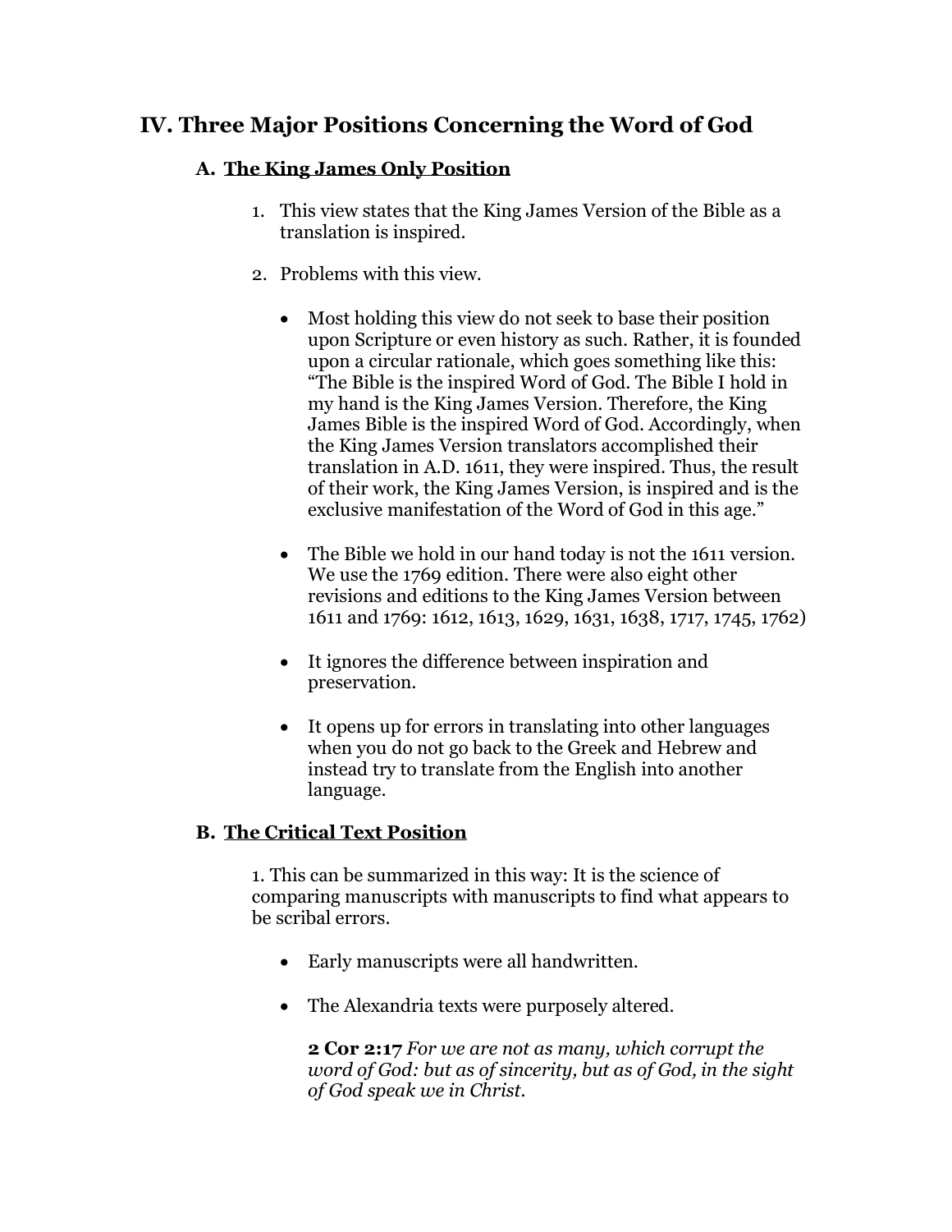## IV. Three Major Positions Concerning the Word of God

### A. <u>The King James Only Position</u>

1. This view states that the King James Version of the Bible as a translation is inspired.

2. Problems with this view.

   - Most holding this view do not seek to base their position upon Scripture or even history as such. Rather, it is founded upon a circular rationale, which goes something like this: "The Bible is the inspired Word of God. The Bible I hold in my hand is the King James Version. Therefore, the King James Bible is the inspired Word of God. Accordingly, when the King James Version translators accomplished their translation in A.D. 1611, they were inspired. Thus, the result of their work, the King James Version, is inspired and is the exclusive manifestation of the Word of God in this age."

   - The Bible we hold in our hand today is not the 1611 version. We use the 1769 edition. There were also eight other revisions and editions to the King James Version between 1611 and 1769: 1612, 1613, 1629, 1631, 1638, 1717, 1745, 1762)

   - It ignores the difference between inspiration and preservation.

   - It opens up for errors in translating into other languages when you do not go back to the Greek and Hebrew and instead try to translate from the English into another language.

### B. <u>The Critical Text Position</u>

1. This can be summarized in this way: It is the science of comparing manuscripts with manuscripts to find what appears to be scribal errors.

   - Early manuscripts were all handwritten.

   - The Alexandria texts were purposely altered.

   **2 Cor 2:17** *For we are not as many, which corrupt the word of God: but as of sincerity, but as of God, in the sight of God speak we in Christ.*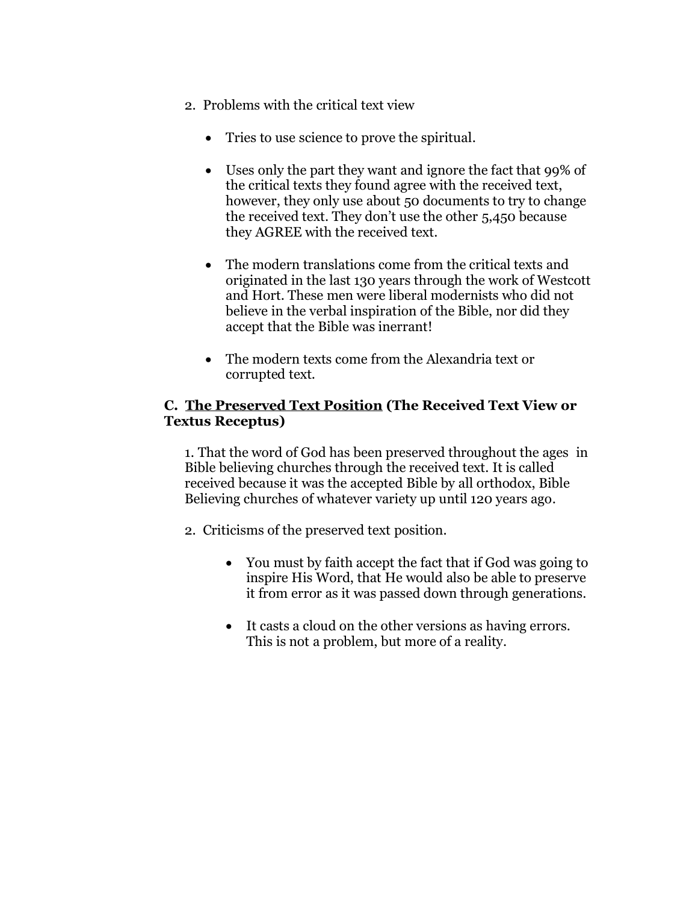2. Problems with the critical text view

- Tries to use science to prove the spiritual.

- Uses only the part they want and ignore the fact that 99% of the critical texts they found agree with the received text, however, they only use about 50 documents to try to change the received text. They don't use the other 5,450 because they AGREE with the received text.

- The modern translations come from the critical texts and originated in the last 130 years through the work of Westcott and Hort. These men were liberal modernists who did not believe in the verbal inspiration of the Bible, nor did they accept that the Bible was inerrant!

- The modern texts come from the Alexandria text or corrupted text.

### C. <u>The Preserved Text Position</u> (The Received Text View or Textus Receptus)

1. That the word of God has been preserved throughout the ages in Bible believing churches through the received text. It is called received because it was the accepted Bible by all orthodox, Bible Believing churches of whatever variety up until 120 years ago.

2. Criticisms of the preserved text position.

   - You must by faith accept the fact that if God was going to inspire His Word, that He would also be able to preserve it from error as it was passed down through generations.

   - It casts a cloud on the other versions as having errors. This is not a problem, but more of a reality.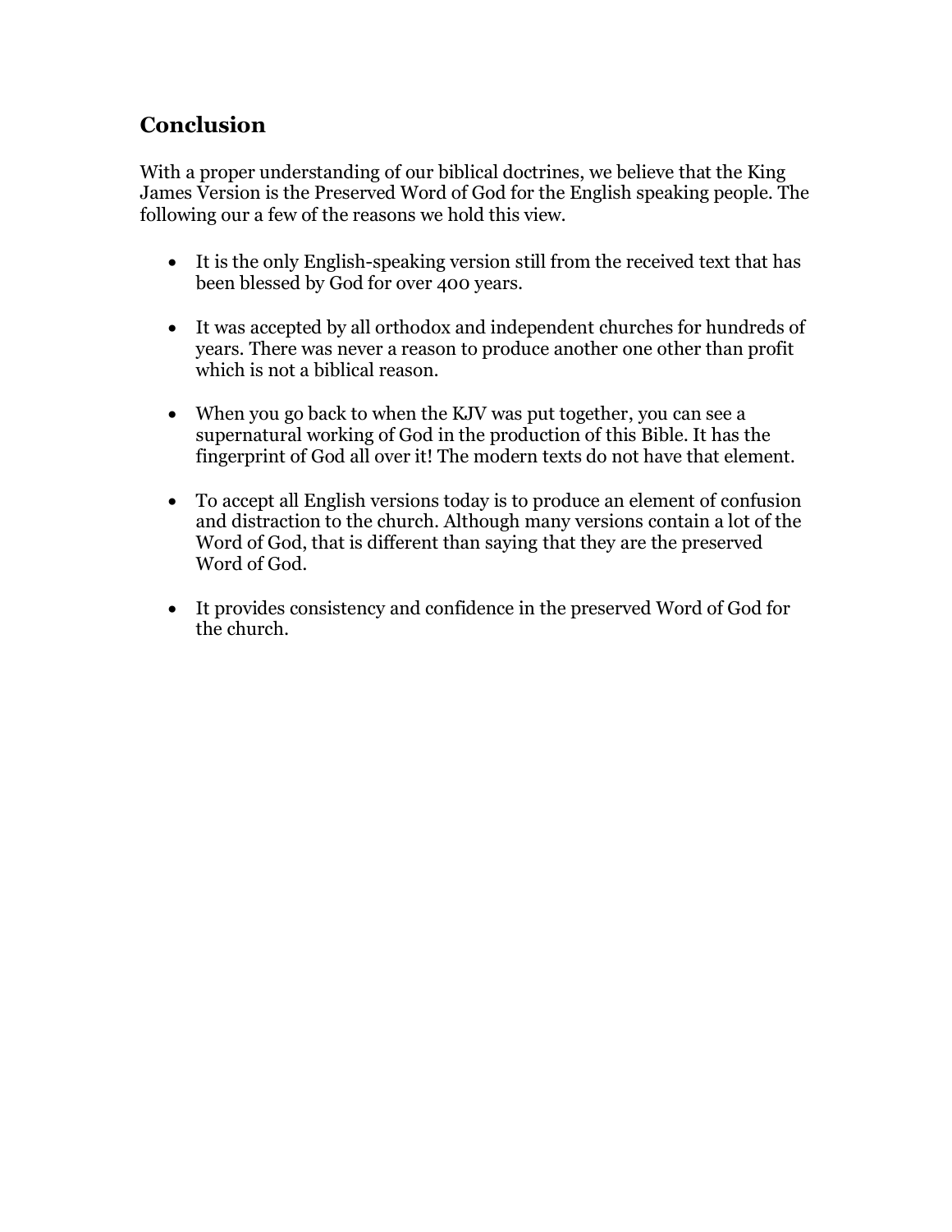## Conclusion

With a proper understanding of our biblical doctrines, we believe that the King James Version is the Preserved Word of God for the English speaking people. The following our a few of the reasons we hold this view.

- It is the only English-speaking version still from the received text that has been blessed by God for over 400 years.

- It was accepted by all orthodox and independent churches for hundreds of years. There was never a reason to produce another one other than profit which is not a biblical reason.

- When you go back to when the KJV was put together, you can see a supernatural working of God in the production of this Bible. It has the fingerprint of God all over it! The modern texts do not have that element.

- To accept all English versions today is to produce an element of confusion and distraction to the church. Although many versions contain a lot of the Word of God, that is different than saying that they are the preserved Word of God.

- It provides consistency and confidence in the preserved Word of God for the church.